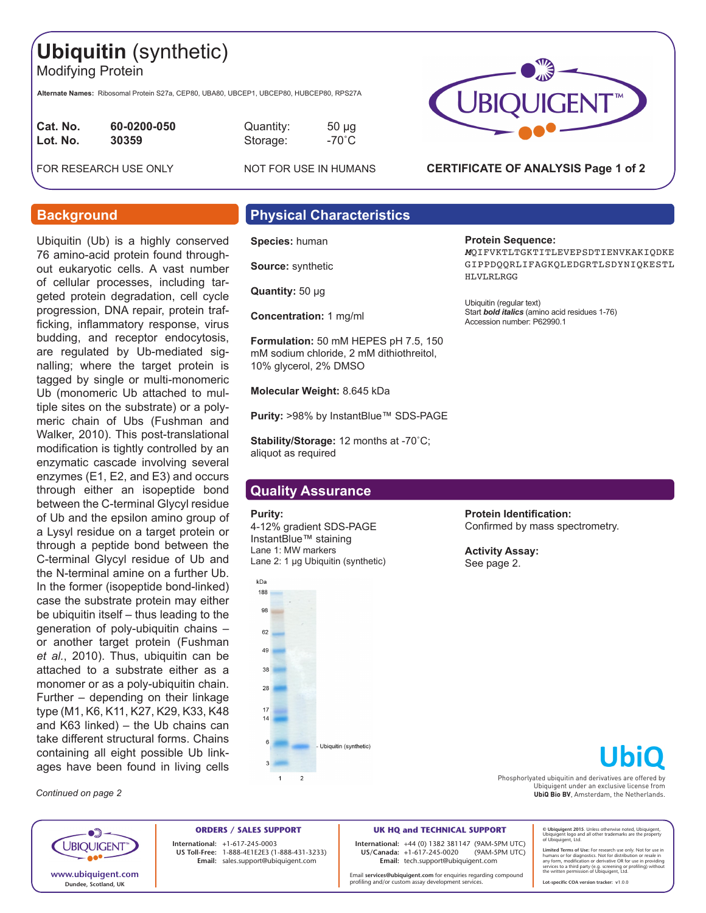# Ubiquitin (synthetic)

Modifying Protein

**Alternate Names:** Ribosomal Protein S27a, CEP80, UBA80, UBCEP1, UBCEP80, HUBCEP80, RPS27A

| | | | |
|---|---|---|---|
| **Cat. No.** | **60-0200-050** | Quantity: | 50 µg |
| **Lot. No.** | **30359** | Storage: | -70˚C |

FOR RESEARCH USE ONLY NOT FOR USE IN HUMANS

**CERTIFICATE OF ANALYSIS Page 1 of 2**

## Background

Ubiquitin (Ub) is a highly conserved 76 amino-acid protein found throughout eukaryotic cells. A vast number of cellular processes, including targeted protein degradation, cell cycle progression, DNA repair, protein trafficking, inflammatory response, virus budding, and receptor endocytosis, are regulated by Ub-mediated signalling; where the target protein is tagged by single or multi-monomeric Ub (monomeric Ub attached to multiple sites on the substrate) or a polymeric chain of Ubs (Fushman and Walker, 2010). This post-translational modification is tightly controlled by an enzymatic cascade involving several enzymes (E1, E2, and E3) and occurs through either an isopeptide bond between the C-terminal Glycyl residue of Ub and the epsilon amino group of a Lysyl residue on a target protein or through a peptide bond between the C-terminal Glycyl residue of Ub and the N-terminal amine on a further Ub. In the former (isopeptide bond-linked) case the substrate protein may either be ubiquitin itself – thus leading to the generation of poly-ubiquitin chains – or another target protein (Fushman *et al.*, 2010). Thus, ubiquitin can be attached to a substrate either as a monomer or as a poly-ubiquitin chain. Further – depending on their linkage type (M1, K6, K11, K27, K29, K33, K48 and K63 linked) – the Ub chains can take different structural forms. Chains containing all eight possible Ub linkages have been found in living cells

*Continued on page 2*

## Physical Characteristics

**Species:** human

**Source:** synthetic

**Quantity:** 50 µg

**Concentration:** 1 mg/ml

**Formulation:** 50 mM HEPES pH 7.5, 150 mM sodium chloride, 2 mM dithiothreitol, 10% glycerol, 2% DMSO

**Molecular Weight:** 8.645 kDa

**Purity:** >98% by InstantBlue™ SDS-PAGE

**Stability/Storage:** 12 months at -70˚C; aliquot as required

**Protein Sequence:**

***M***QIFVKTLTGKTITLEVEPSDTIENVKAKIQDKE
GIPPDQQRLIFAGKQLEDGRTLSDYNIQKESTL
HLVLRLRGG

Ubiquitin (regular text)
Start ***bold italics*** (amino acid residues 1-76)
Accession number: P62990.1

## Quality Assurance

**Purity:**
4-12% gradient SDS-PAGE
InstantBlue™ staining
Lane 1: MW markers
Lane 2: 1 µg Ubiquitin (synthetic)

kDa: 188, 98, 62, 49, 38, 28, 17, 14, 6, 3 — Ubiquitin (synthetic); lanes 1, 2

**Protein Identification:**
Confirmed by mass spectrometry.

**Activity Assay:**
See page 2.

**UbiQ**

Phosphorylated ubiquitin and derivatives are offered by Ubiquigent under an exclusive license from **UbiQ Bio BV**, Amsterdam, the Netherlands.

**www.ubiquigent.com**
Dundee, Scotland, UK

**ORDERS / SALES SUPPORT**
International: +1-617-245-0003
US Toll-Free: 1-888-4E1E2E3 (1-888-431-3233)
Email: sales.support@ubiquigent.com

**UK HQ and TECHNICAL SUPPORT**
International: +44 (0) 1382 381147 (9AM-5PM UTC)
US/Canada: +1-617-245-0020 (9AM-5PM UTC)
Email: tech.support@ubiquigent.com

Email **services@ubiquigent.com** for enquiries regarding compound profiling and/or custom assay development services.

**© Ubiquigent 2015**. Unless otherwise noted, Ubiquigent, Ubiquigent logo and all other trademarks are the property of Ubiquigent, Ltd.

**Limited Terms of Use:** For research use only. Not for use in humans or for diagnostics. Not for distribution or resale in any form, modification or derivative OR for use in providing services to a third party (e.g. screening or profiling) without the written permission of Ubiquigent, Ltd.

**Lot-specific COA version tracker:** v1.0.0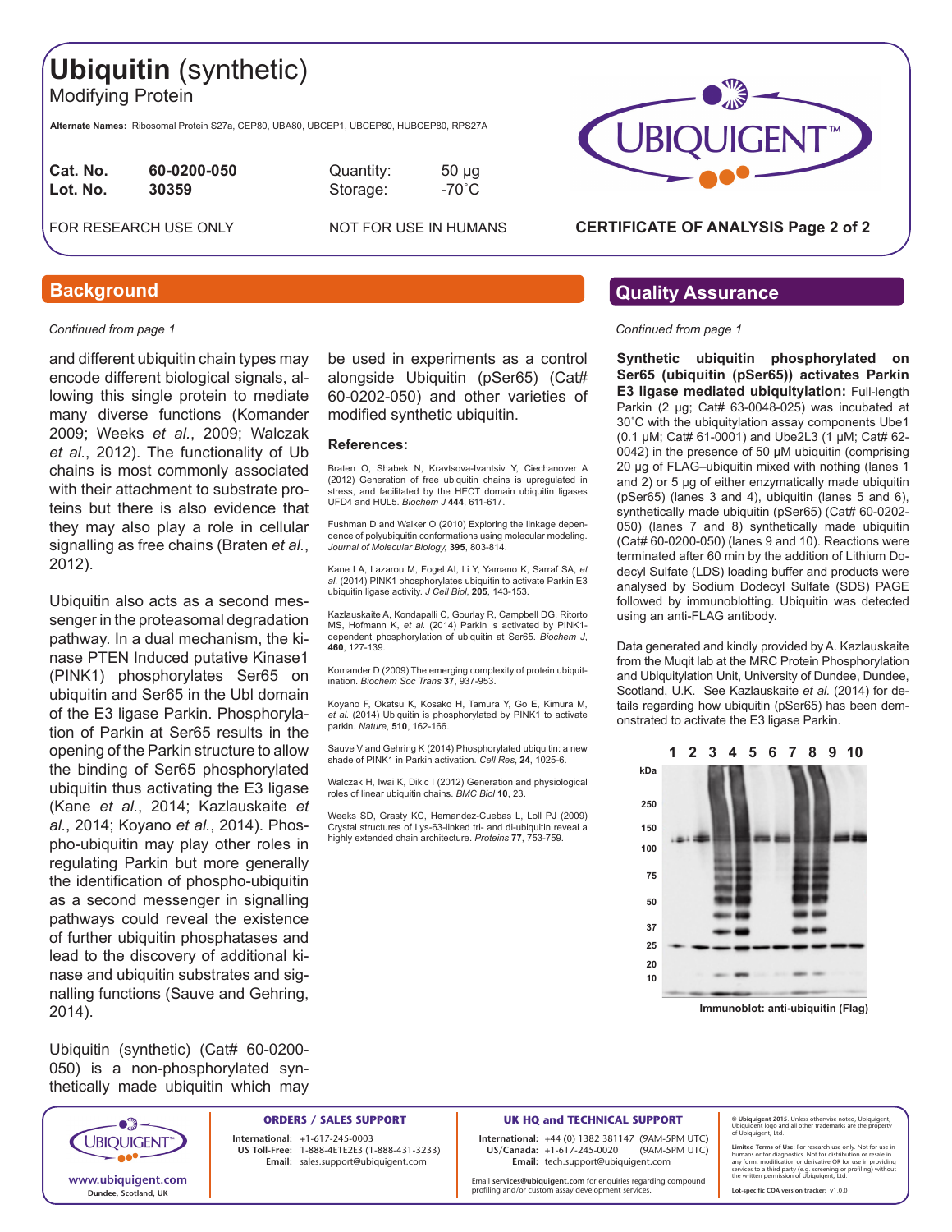# Ubiquitin (synthetic)

Modifying Protein

**Alternate Names:** Ribosomal Protein S27a, CEP80, UBA80, UBCEP1, UBCEP80, HUBCEP80, RPS27A

| | | | |
|---|---|---|---|
| **Cat. No.** | **60-0200-050** | Quantity: | 50 µg |
| **Lot. No.** | **30359** | Storage: | -70˚C |

FOR RESEARCH USE ONLY

NOT FOR USE IN HUMANS

**CERTIFICATE OF ANALYSIS Page 2 of 2**

## Background

*Continued from page 1*

and different ubiquitin chain types may encode different biological signals, allowing this single protein to mediate many diverse functions (Komander 2009; Weeks *et al.*, 2009; Walczak *et al.*, 2012). The functionality of Ub chains is most commonly associated with their attachment to substrate proteins but there is also evidence that they may also play a role in cellular signalling as free chains (Braten *et al.*, 2012).

Ubiquitin also acts as a second messenger in the proteasomal degradation pathway. In a dual mechanism, the kinase PTEN Induced putative Kinase1 (PINK1) phosphorylates Ser65 on ubiquitin and Ser65 in the Ubl domain of the E3 ligase Parkin. Phosphorylation of Parkin at Ser65 results in the opening of the Parkin structure to allow the binding of Ser65 phosphorylated ubiquitin thus activating the E3 ligase (Kane *et al.*, 2014; Kazlauskaite *et al.*, 2014; Koyano *et al.*, 2014). Phospho-ubiquitin may play other roles in regulating Parkin but more generally the identification of phospho-ubiquitin as a second messenger in signalling pathways could reveal the existence of further ubiquitin phosphatases and lead to the discovery of additional kinase and ubiquitin substrates and signalling functions (Sauve and Gehring, 2014).

Ubiquitin (synthetic) (Cat# 60-0200-050) is a non-phosphorylated synthetically made ubiquitin which may be used in experiments as a control alongside Ubiquitin (pSer65) (Cat# 60-0202-050) and other varieties of modified synthetic ubiquitin.

### References:

Braten O, Shabek N, Kravtsova-Ivantsiv Y, Ciechanover A (2012) Generation of free ubiquitin chains is upregulated in stress, and facilitated by the HECT domain ubiquitin ligases UFD4 and HUL5. *Biochem J* **444**, 611-617.

Fushman D and Walker O (2010) Exploring the linkage dependence of polyubiquitin conformations using molecular modeling. *Journal of Molecular Biology,* **395**, 803-814.

Kane LA, Lazarou M, Fogel AI, Li Y, Yamano K, Sarraf SA, *et al.* (2014) PINK1 phosphorylates ubiquitin to activate Parkin E3 ubiquitin ligase activity. *J Cell Biol*, **205**, 143-153.

Kazlauskaite A, Kondapalli C, Gourlay R, Campbell DG, Ritorto MS, Hofmann K, *et al.* (2014) Parkin is activated by PINK1-dependent phosphorylation of ubiquitin at Ser65. *Biochem J*, **460**, 127-139.

Komander D (2009) The emerging complexity of protein ubiquitination. *Biochem Soc Trans* **37**, 937-953.

Koyano F, Okatsu K, Kosako H, Tamura Y, Go E, Kimura M, *et al.* (2014) Ubiquitin is phosphorylated by PINK1 to activate parkin. *Nature*, **510**, 162-166.

Sauve V and Gehring K (2014) Phosphorylated ubiquitin: a new shade of PINK1 in Parkin activation. *Cell Res*, **24**, 1025-6.

Walczak H, Iwai K, Dikic I (2012) Generation and physiological roles of linear ubiquitin chains. *BMC Biol* **10**, 23.

Weeks SD, Grasty KC, Hernandez-Cuebas L, Loll PJ (2009) Crystal structures of Lys-63-linked tri- and di-ubiquitin reveal a highly extended chain architecture. *Proteins* **77**, 753-759.

## Quality Assurance

*Continued from page 1*

**Synthetic ubiquitin phosphorylated on Ser65 (ubiquitin (pSer65)) activates Parkin E3 ligase mediated ubiquitylation:** Full-length Parkin (2 µg; Cat# 63-0048-025) was incubated at 30˚C with the ubiquitylation assay components Ube1 (0.1 µM; Cat# 61-0001) and Ube2L3 (1 µM; Cat# 62-0042) in the presence of 50 µM ubiquitin (comprising 20 µg of FLAG–ubiquitin mixed with nothing (lanes 1 and 2) or 5 µg of either enzymatically made ubiquitin (pSer65) (lanes 3 and 4), ubiquitin (lanes 5 and 6), synthetically made ubiquitin (pSer65) (Cat# 60-0202-050) (lanes 7 and 8) synthetically made ubiquitin (Cat# 60-0200-050) (lanes 9 and 10). Reactions were terminated after 60 min by the addition of Lithium Dodecyl Sulfate (LDS) loading buffer and products were analysed by Sodium Dodecyl Sulfate (SDS) PAGE followed by immunoblotting. Ubiquitin was detected using an anti-FLAG antibody.

Data generated and kindly provided by A. Kazlauskaite from the Muqit lab at the MRC Protein Phosphorylation and Ubiquitylation Unit, University of Dundee, Dundee, Scotland, U.K. See Kazlauskaite *et al.* (2014) for details regarding how ubiquitin (pSer65) has been demonstrated to activate the E3 ligase Parkin.

1 2 3 4 5 6 7 8 9 10

kDa

250

150

100

75

50

37

25

20

10

Immunoblot: anti-ubiquitin (Flag)

---

**ORDERS / SALES SUPPORT**

International: +1-617-245-0003
US Toll-Free: 1-888-4E1E2E3 (1-888-431-3233)
Email: sales.support@ubiquigent.com

**UK HQ and TECHNICAL SUPPORT**

International: +44 (0) 1382 381147 (9AM-5PM UTC)
US/Canada: +1-617-245-0020 (9AM-5PM UTC)
Email: tech.support@ubiquigent.com

Email **services@ubiquigent.com** for enquiries regarding compound profiling and/or custom assay development services.

www.ubiquigent.com
Dundee, Scotland, UK

**© Ubiquigent 2015**. Unless otherwise noted, Ubiquigent, Ubiquigent logo and all other trademarks are the property of Ubiquigent, Ltd.

**Limited Terms of Use:** For research use only. Not for use in humans or for diagnostics. Not for distribution or resale in any form, modification or derivative OR for use in providing services to a third party (e.g. screening or profiling) without the written permission of Ubiquigent, Ltd.

**Lot-specific COA version tracker:** v1.0.0